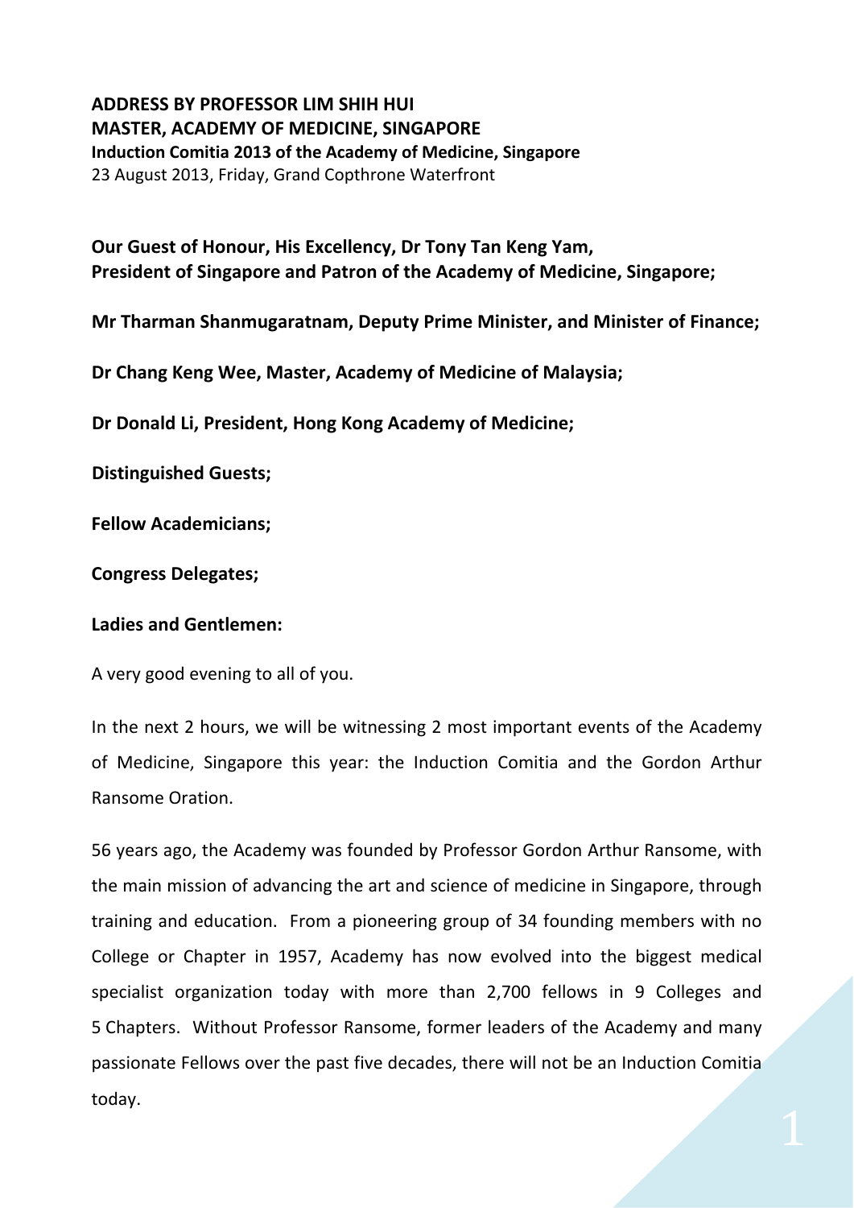**ADDRESS BY PROFESSOR LIM SHIH HUI**
**MASTER, ACADEMY OF MEDICINE, SINGAPORE**
**Induction Comitia 2013 of the Academy of Medicine, Singapore**
23 August 2013, Friday, Grand Copthrone Waterfront

**Our Guest of Honour, His Excellency, Dr Tony Tan Keng Yam,**
**President of Singapore and Patron of the Academy of Medicine, Singapore;**

**Mr Tharman Shanmugaratnam, Deputy Prime Minister, and Minister of Finance;**

**Dr Chang Keng Wee, Master, Academy of Medicine of Malaysia;**

**Dr Donald Li, President, Hong Kong Academy of Medicine;**

**Distinguished Guests;**

**Fellow Academicians;**

**Congress Delegates;**

**Ladies and Gentlemen:**

A very good evening to all of you.

In the next 2 hours, we will be witnessing 2 most important events of the Academy of Medicine, Singapore this year: the Induction Comitia and the Gordon Arthur Ransome Oration.

56 years ago, the Academy was founded by Professor Gordon Arthur Ransome, with the main mission of advancing the art and science of medicine in Singapore, through training and education. From a pioneering group of 34 founding members with no College or Chapter in 1957, Academy has now evolved into the biggest medical specialist organization today with more than 2,700 fellows in 9 Colleges and 5 Chapters. Without Professor Ransome, former leaders of the Academy and many passionate Fellows over the past five decades, there will not be an Induction Comitia today.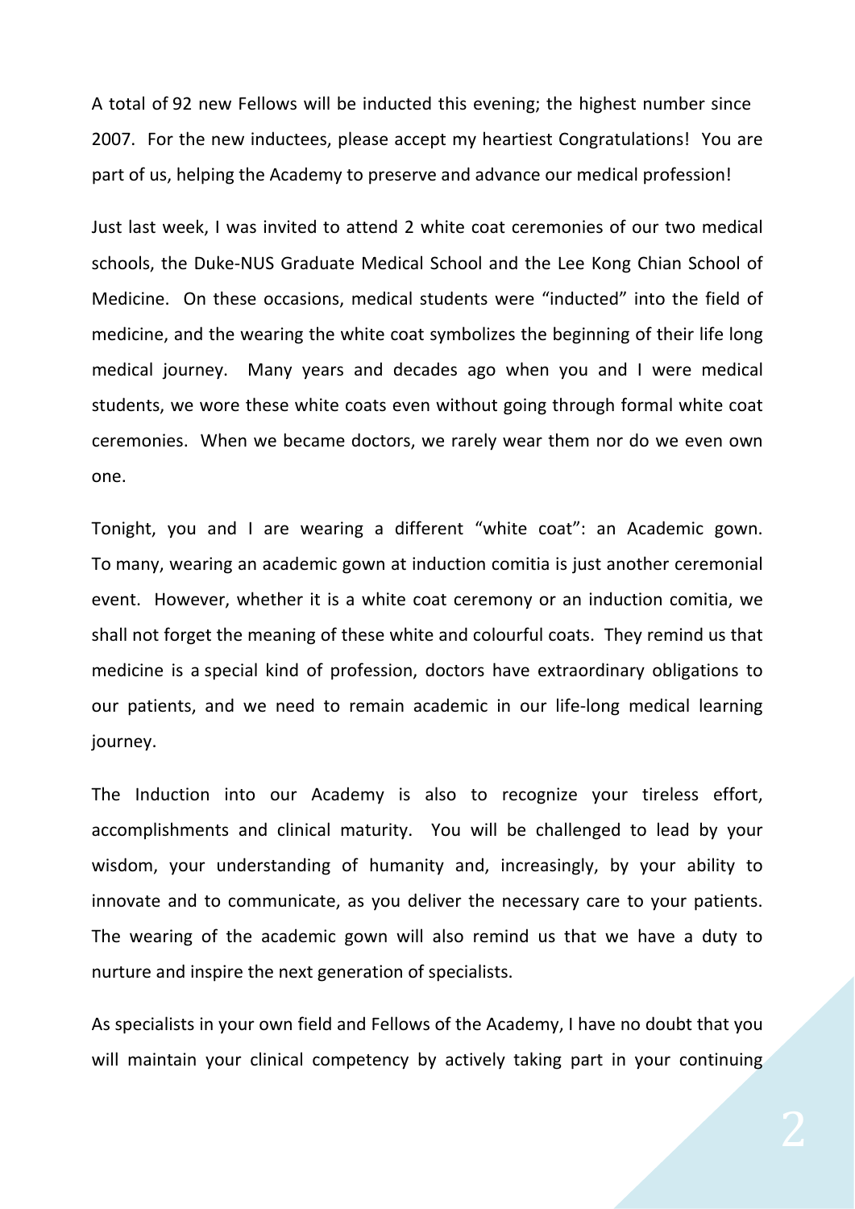A total of 92 new Fellows will be inducted this evening; the highest number since 2007. For the new inductees, please accept my heartiest Congratulations! You are part of us, helping the Academy to preserve and advance our medical profession!

Just last week, I was invited to attend 2 white coat ceremonies of our two medical schools, the Duke-NUS Graduate Medical School and the Lee Kong Chian School of Medicine. On these occasions, medical students were "inducted" into the field of medicine, and the wearing the white coat symbolizes the beginning of their life long medical journey. Many years and decades ago when you and I were medical students, we wore these white coats even without going through formal white coat ceremonies. When we became doctors, we rarely wear them nor do we even own one.

Tonight, you and I are wearing a different "white coat": an Academic gown. To many, wearing an academic gown at induction comitia is just another ceremonial event. However, whether it is a white coat ceremony or an induction comitia, we shall not forget the meaning of these white and colourful coats. They remind us that medicine is a special kind of profession, doctors have extraordinary obligations to our patients, and we need to remain academic in our life-long medical learning journey.

The Induction into our Academy is also to recognize your tireless effort, accomplishments and clinical maturity. You will be challenged to lead by your wisdom, your understanding of humanity and, increasingly, by your ability to innovate and to communicate, as you deliver the necessary care to your patients. The wearing of the academic gown will also remind us that we have a duty to nurture and inspire the next generation of specialists.

As specialists in your own field and Fellows of the Academy, I have no doubt that you will maintain your clinical competency by actively taking part in your continuing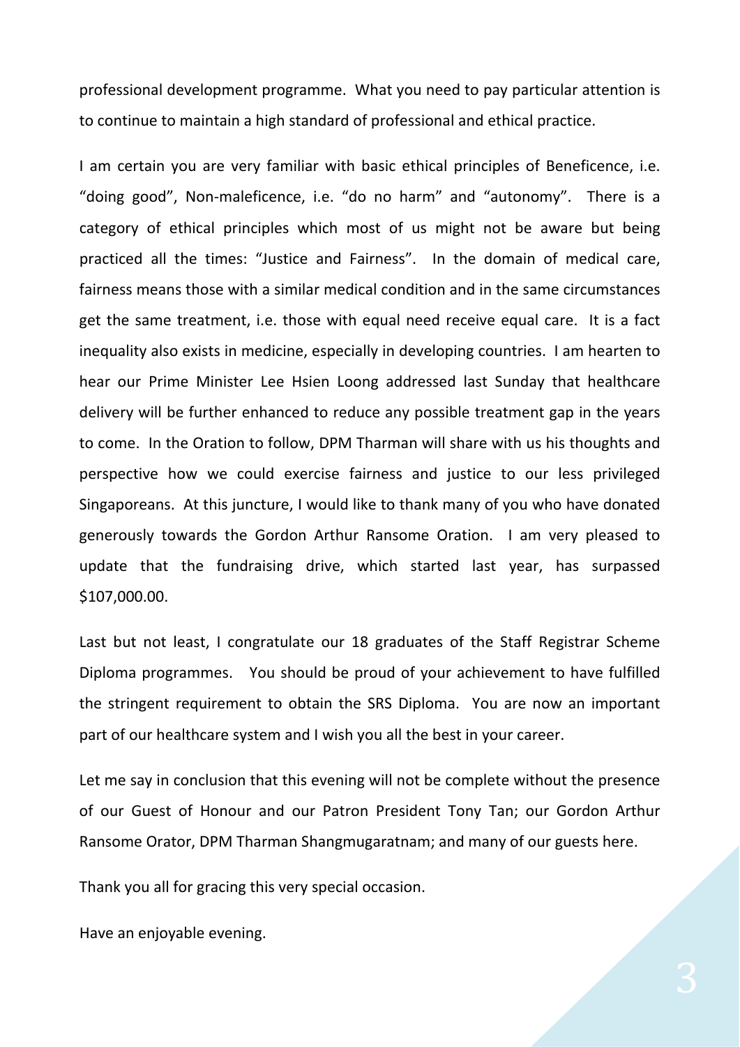professional development programme. What you need to pay particular attention is to continue to maintain a high standard of professional and ethical practice.

I am certain you are very familiar with basic ethical principles of Beneficence, i.e. "doing good", Non-maleficence, i.e. "do no harm" and "autonomy". There is a category of ethical principles which most of us might not be aware but being practiced all the times: "Justice and Fairness". In the domain of medical care, fairness means those with a similar medical condition and in the same circumstances get the same treatment, i.e. those with equal need receive equal care. It is a fact inequality also exists in medicine, especially in developing countries. I am hearten to hear our Prime Minister Lee Hsien Loong addressed last Sunday that healthcare delivery will be further enhanced to reduce any possible treatment gap in the years to come. In the Oration to follow, DPM Tharman will share with us his thoughts and perspective how we could exercise fairness and justice to our less privileged Singaporeans. At this juncture, I would like to thank many of you who have donated generously towards the Gordon Arthur Ransome Oration. I am very pleased to update that the fundraising drive, which started last year, has surpassed $107,000.00.

Last but not least, I congratulate our 18 graduates of the Staff Registrar Scheme Diploma programmes. You should be proud of your achievement to have fulfilled the stringent requirement to obtain the SRS Diploma. You are now an important part of our healthcare system and I wish you all the best in your career.

Let me say in conclusion that this evening will not be complete without the presence of our Guest of Honour and our Patron President Tony Tan; our Gordon Arthur Ransome Orator, DPM Tharman Shangmugaratnam; and many of our guests here.

Thank you all for gracing this very special occasion.

Have an enjoyable evening.